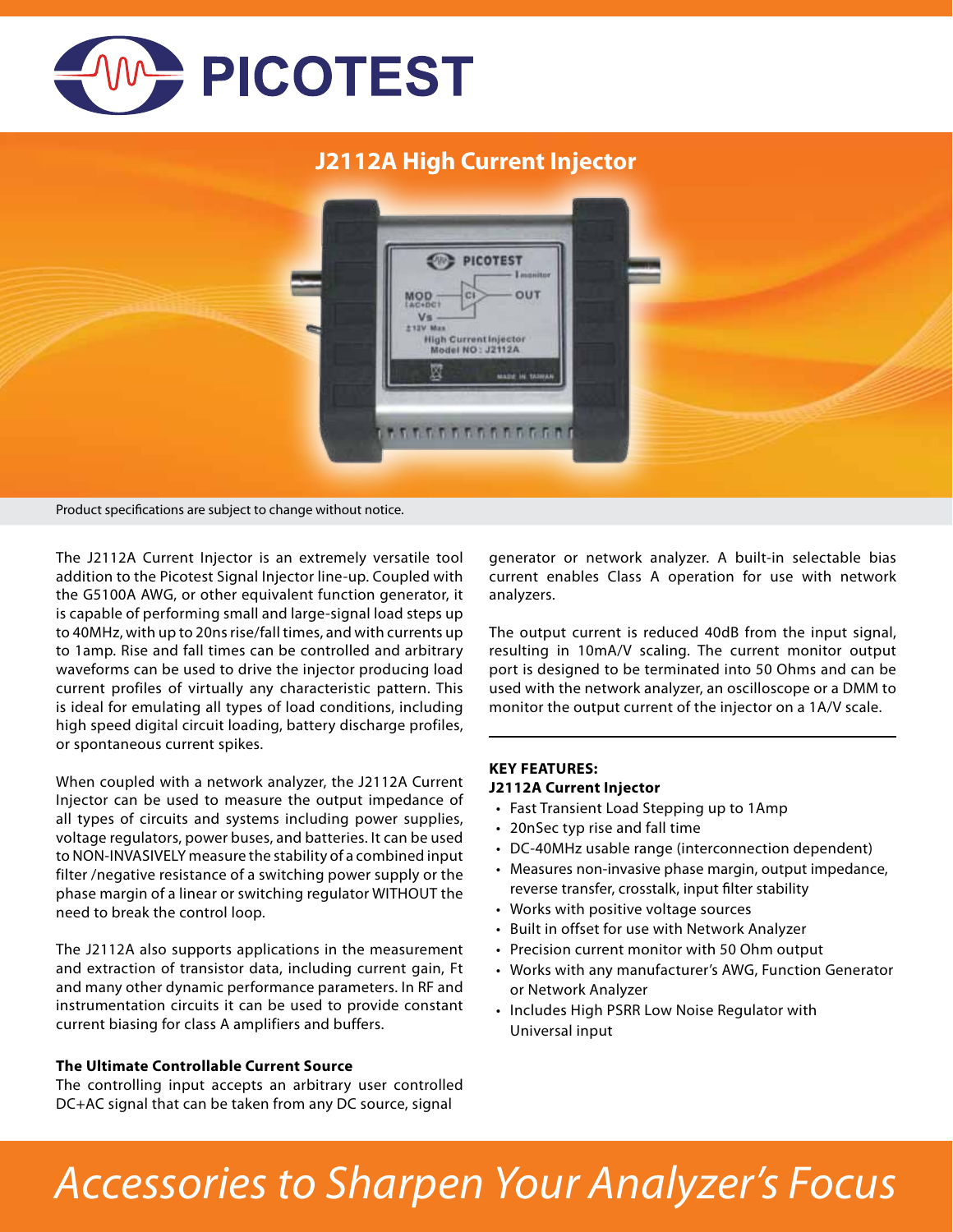# PICOTEST

## J2112A High Current Injector

Product specifications are subject to change without notice.

The J2112A Current Injector is an extremely versatile tool addition to the Picotest Signal Injector line-up. Coupled with the G5100A AWG, or other equivalent function generator, it is capable of performing small and large-signal load steps up to 40MHz, with up to 20ns rise/fall times, and with currents up to 1amp. Rise and fall times can be controlled and arbitrary waveforms can be used to drive the injector producing load current profiles of virtually any characteristic pattern. This is ideal for emulating all types of load conditions, including high speed digital circuit loading, battery discharge profiles, or spontaneous current spikes.

When coupled with a network analyzer, the J2112A Current Injector can be used to measure the output impedance of all types of circuits and systems including power supplies, voltage regulators, power buses, and batteries. It can be used to NON-INVASIVELY measure the stability of a combined input filter /negative resistance of a switching power supply or the phase margin of a linear or switching regulator WITHOUT the need to break the control loop.

The J2112A also supports applications in the measurement and extraction of transistor data, including current gain, Ft and many other dynamic performance parameters. In RF and instrumentation circuits it can be used to provide constant current biasing for class A amplifiers and buffers.

**The Ultimate Controllable Current Source**

The controlling input accepts an arbitrary user controlled DC+AC signal that can be taken from any DC source, signal generator or network analyzer. A built-in selectable bias current enables Class A operation for use with network analyzers.

The output current is reduced 40dB from the input signal, resulting in 10mA/V scaling. The current monitor output port is designed to be terminated into 50 Ohms and can be used with the network analyzer, an oscilloscope or a DMM to monitor the output current of the injector on a 1A/V scale.

**KEY FEATURES:**

**J2112A Current Injector**

- Fast Transient Load Stepping up to 1Amp
- 20nSec typ rise and fall time
- DC-40MHz usable range (interconnection dependent)
- Measures non-invasive phase margin, output impedance, reverse transfer, crosstalk, input filter stability
- Works with positive voltage sources
- Built in offset for use with Network Analyzer
- Precision current monitor with 50 Ohm output
- Works with any manufacturer's AWG, Function Generator or Network Analyzer
- Includes High PSRR Low Noise Regulator with Universal input

*Accessories to Sharpen Your Analyzer's Focus*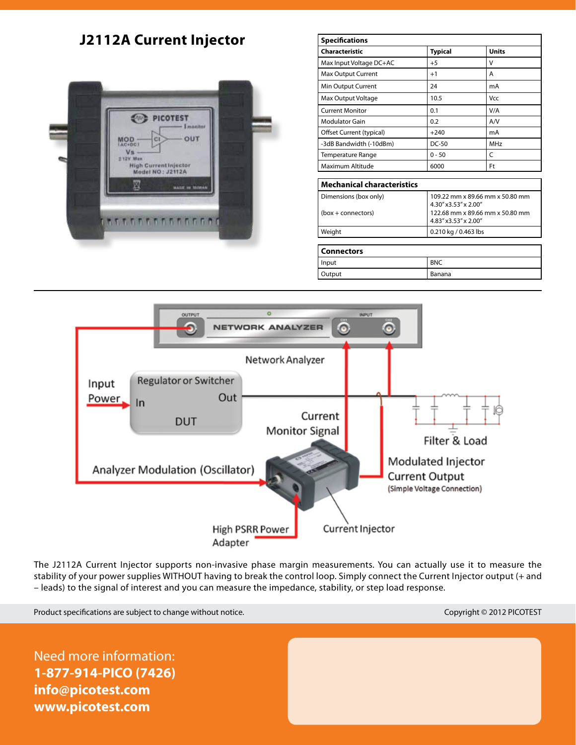# J2112A Current Injector

| Specifications | | |
|---|---|---|
| **Characteristic** | **Typical** | **Units** |
| Max Input Voltage DC+AC | +5 | V |
| Max Output Current | +1 | A |
| Min Output Current | 24 | mA |
| Max Output Voltage | 10.5 | Vcc |
| Current Monitor | 0.1 | V/A |
| Modulator Gain | 0.2 | A/V |
| Offset Current (typical) | +240 | mA |
| -3dB Bandwidth (-10dBm) | DC-50 | MHz |
| Temperature Range | 0 - 50 | C |
| Maximum Altitude | 6000 | Ft |

| **Mechanical characteristics** | |
|---|---|
| Dimensions (box only) | 109.22 mm x 89.66 mm x 50.80 mm 4.30"x3.53" x 2.00" |
| (box + connectors) | 122.68 mm x 89.66 mm x 50.80 mm 4.83"x3.53" x 2.00" |
| Weight | 0.210 kg / 0.463 lbs |

| **Connectors** | |
|---|---|
| Input | BNC |
| Output | Banana |

Network Analyzer

Input Power

Regulator or Switcher

In

Out

DUT

Current Monitor Signal

Filter & Load

Analyzer Modulation (Oscillator)

Modulated Injector Current Output

(Simple Voltage Connection)

High PSRR Power Adapter

Current Injector

The J2112A Current Injector supports non-invasive phase margin measurements. You can actually use it to measure the stability of your power supplies WITHOUT having to break the control loop. Simply connect the Current Injector output (+ and – leads) to the signal of interest and you can measure the impedance, stability, or step load response.

Product specifications are subject to change without notice.

Copyright © 2012 PICOTEST

Need more information:

**1-877-914-PICO (7426)**

**info@picotest.com**

**www.picotest.com**